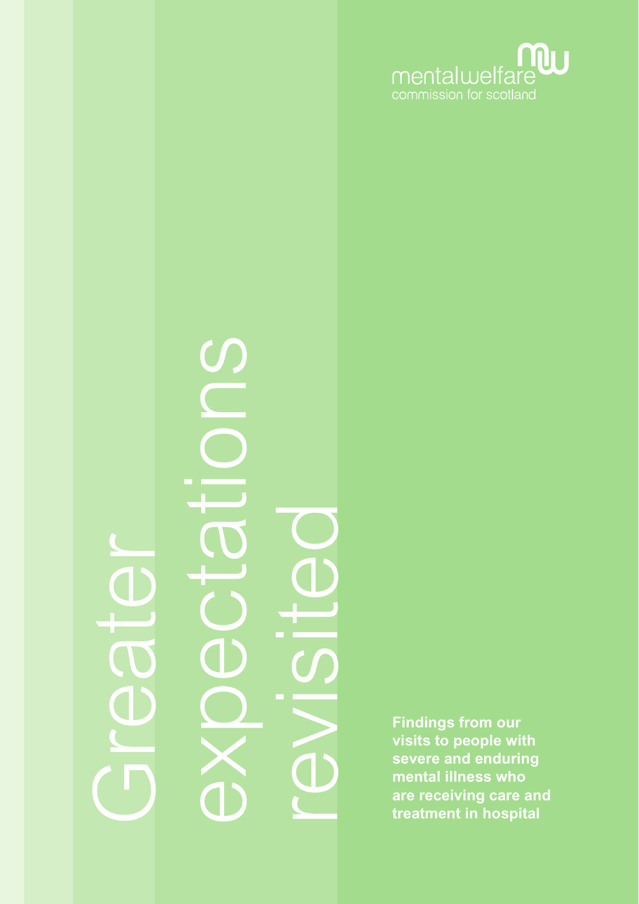mentalwelfare
commission for scotland

# Greater expectations revisited

**Findings from our visits to people with severe and enduring mental illness who are receiving care and treatment in hospital**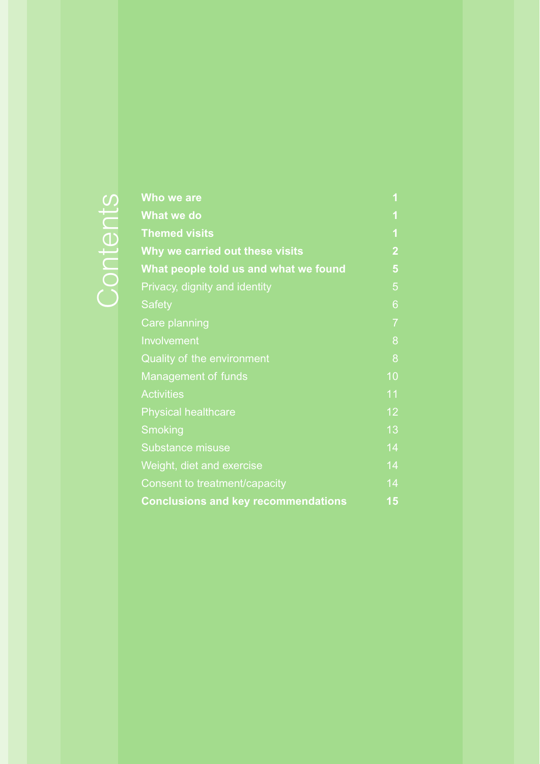# Contents

| | |
|---|---|
| **Who we are** | **1** |
| **What we do** | **1** |
| **Themed visits** | **1** |
| **Why we carried out these visits** | **2** |
| **What people told us and what we found** | **5** |
| Privacy, dignity and identity | 5 |
| Safety | 6 |
| Care planning | 7 |
| Involvement | 8 |
| Quality of the environment | 8 |
| Management of funds | 10 |
| Activities | 11 |
| Physical healthcare | 12 |
| Smoking | 13 |
| Substance misuse | 14 |
| Weight, diet and exercise | 14 |
| Consent to treatment/capacity | 14 |
| **Conclusions and key recommendations** | **15** |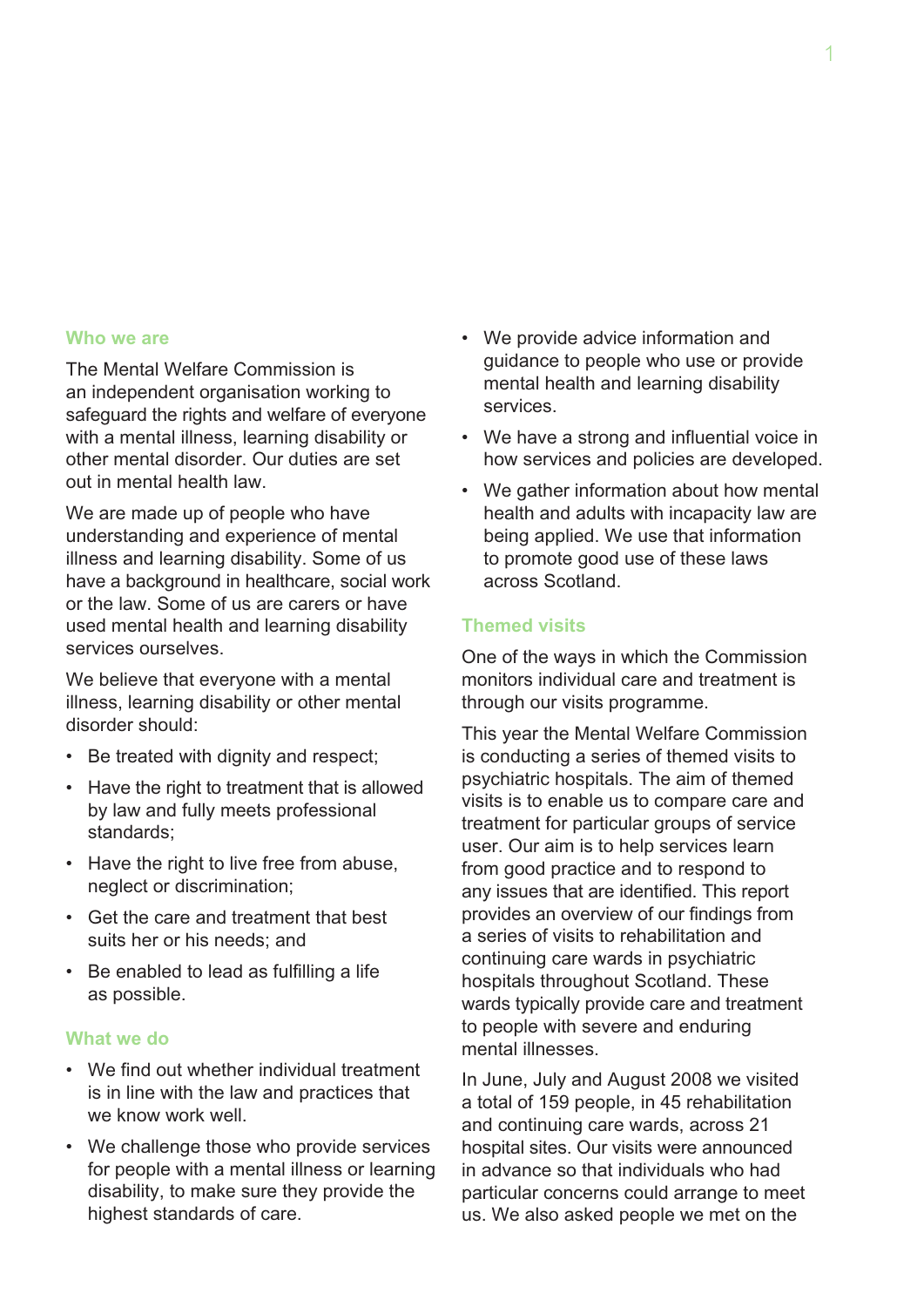## Who we are

The Mental Welfare Commission is an independent organisation working to safeguard the rights and welfare of everyone with a mental illness, learning disability or other mental disorder. Our duties are set out in mental health law.

We are made up of people who have understanding and experience of mental illness and learning disability. Some of us have a background in healthcare, social work or the law. Some of us are carers or have used mental health and learning disability services ourselves.

We believe that everyone with a mental illness, learning disability or other mental disorder should:

- Be treated with dignity and respect;
- Have the right to treatment that is allowed by law and fully meets professional standards;
- Have the right to live free from abuse, neglect or discrimination;
- Get the care and treatment that best suits her or his needs; and
- Be enabled to lead as fulfilling a life as possible.

## What we do

- We find out whether individual treatment is in line with the law and practices that we know work well.
- We challenge those who provide services for people with a mental illness or learning disability, to make sure they provide the highest standards of care.
- We provide advice information and guidance to people who use or provide mental health and learning disability services.
- We have a strong and influential voice in how services and policies are developed.
- We gather information about how mental health and adults with incapacity law are being applied. We use that information to promote good use of these laws across Scotland.

## Themed visits

One of the ways in which the Commission monitors individual care and treatment is through our visits programme.

This year the Mental Welfare Commission is conducting a series of themed visits to psychiatric hospitals. The aim of themed visits is to enable us to compare care and treatment for particular groups of service user. Our aim is to help services learn from good practice and to respond to any issues that are identified. This report provides an overview of our findings from a series of visits to rehabilitation and continuing care wards in psychiatric hospitals throughout Scotland. These wards typically provide care and treatment to people with severe and enduring mental illnesses.

In June, July and August 2008 we visited a total of 159 people, in 45 rehabilitation and continuing care wards, across 21 hospital sites. Our visits were announced in advance so that individuals who had particular concerns could arrange to meet us. We also asked people we met on the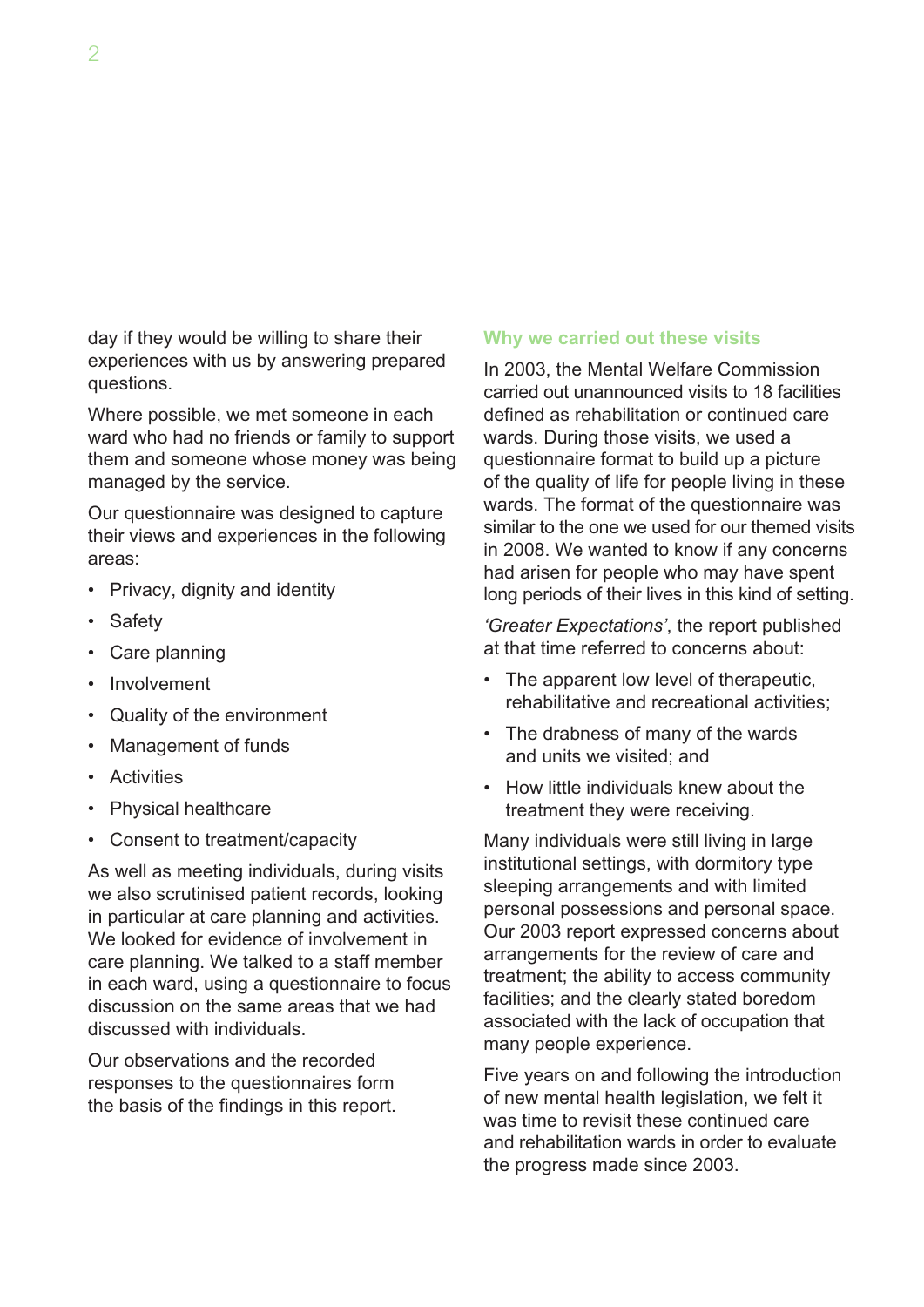day if they would be willing to share their experiences with us by answering prepared questions.

Where possible, we met someone in each ward who had no friends or family to support them and someone whose money was being managed by the service.

Our questionnaire was designed to capture their views and experiences in the following areas:

- Privacy, dignity and identity
- Safety
- Care planning
- Involvement
- Quality of the environment
- Management of funds
- Activities
- Physical healthcare
- Consent to treatment/capacity

As well as meeting individuals, during visits we also scrutinised patient records, looking in particular at care planning and activities. We looked for evidence of involvement in care planning. We talked to a staff member in each ward, using a questionnaire to focus discussion on the same areas that we had discussed with individuals.

Our observations and the recorded responses to the questionnaires form the basis of the findings in this report.

## Why we carried out these visits

In 2003, the Mental Welfare Commission carried out unannounced visits to 18 facilities defined as rehabilitation or continued care wards. During those visits, we used a questionnaire format to build up a picture of the quality of life for people living in these wards. The format of the questionnaire was similar to the one we used for our themed visits in 2008. We wanted to know if any concerns had arisen for people who may have spent long periods of their lives in this kind of setting.

*'Greater Expectations'*, the report published at that time referred to concerns about:

- The apparent low level of therapeutic, rehabilitative and recreational activities;
- The drabness of many of the wards and units we visited; and
- How little individuals knew about the treatment they were receiving.

Many individuals were still living in large institutional settings, with dormitory type sleeping arrangements and with limited personal possessions and personal space. Our 2003 report expressed concerns about arrangements for the review of care and treatment; the ability to access community facilities; and the clearly stated boredom associated with the lack of occupation that many people experience.

Five years on and following the introduction of new mental health legislation, we felt it was time to revisit these continued care and rehabilitation wards in order to evaluate the progress made since 2003.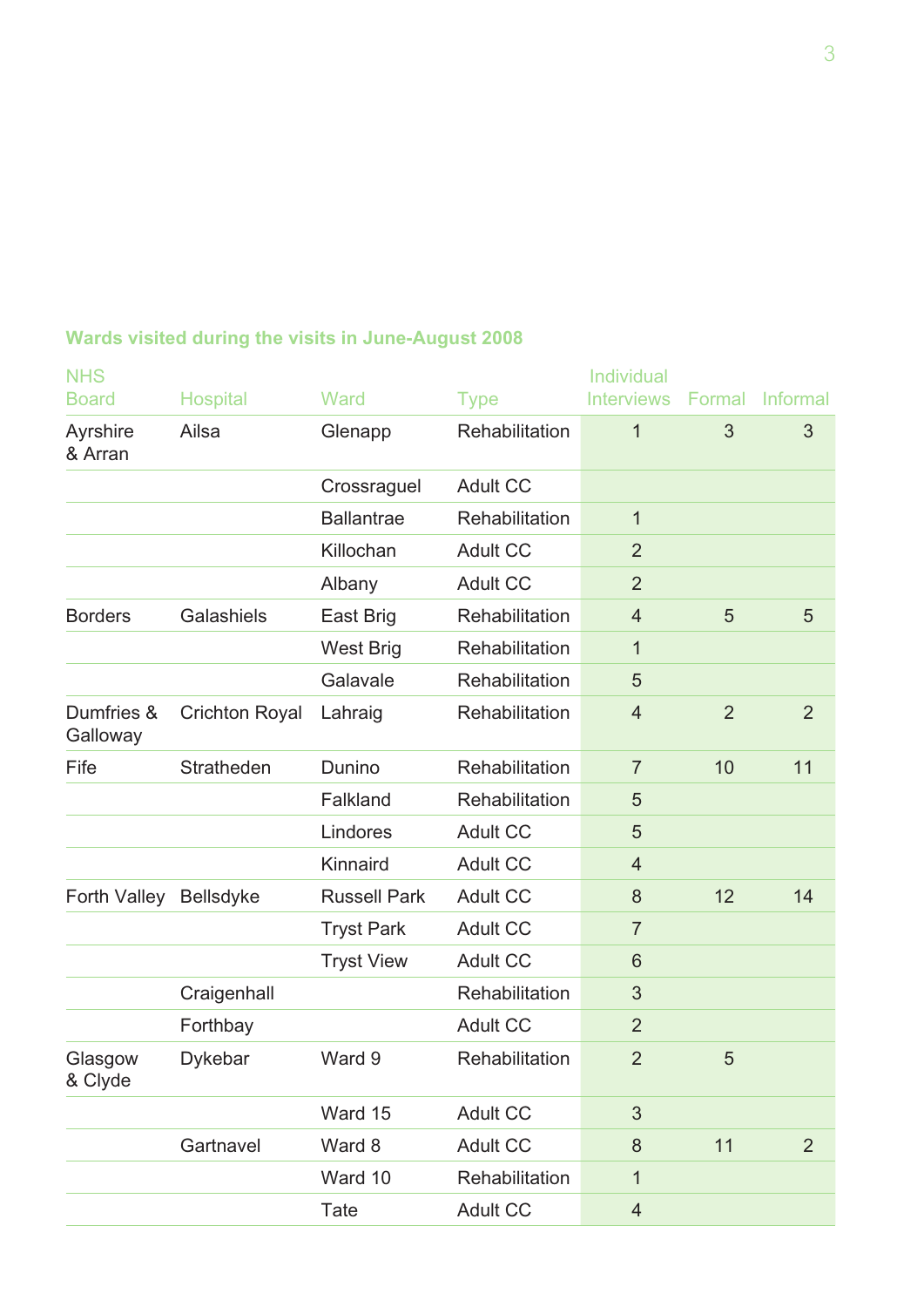**Wards visited during the visits in June-August 2008**

| NHS Board | Hospital | Ward | Type | Individual Interviews | Formal | Informal |
|---|---|---|---|---|---|---|
| Ayrshire & Arran | Ailsa | Glenapp | Rehabilitation | 1 | 3 | 3 |
| | | Crossraguel | Adult CC | | | |
| | | Ballantrae | Rehabilitation | 1 | | |
| | | Killochan | Adult CC | 2 | | |
| | | Albany | Adult CC | 2 | | |
| Borders | Galashiels | East Brig | Rehabilitation | 4 | 5 | 5 |
| | | West Brig | Rehabilitation | 1 | | |
| | | Galavale | Rehabilitation | 5 | | |
| Dumfries & Galloway | Crichton Royal | Lahraig | Rehabilitation | 4 | 2 | 2 |
| Fife | Stratheden | Dunino | Rehabilitation | 7 | 10 | 11 |
| | | Falkland | Rehabilitation | 5 | | |
| | | Lindores | Adult CC | 5 | | |
| | | Kinnaird | Adult CC | 4 | | |
| Forth Valley | Bellsdyke | Russell Park | Adult CC | 8 | 12 | 14 |
| | | Tryst Park | Adult CC | 7 | | |
| | | Tryst View | Adult CC | 6 | | |
| | Craigenhall | | Rehabilitation | 3 | | |
| | Forthbay | | Adult CC | 2 | | |
| Glasgow & Clyde | Dykebar | Ward 9 | Rehabilitation | 2 | 5 | |
| | | Ward 15 | Adult CC | 3 | | |
| | Gartnavel | Ward 8 | Adult CC | 8 | 11 | 2 |
| | | Ward 10 | Rehabilitation | 1 | | |
| | | Tate | Adult CC | 4 | | |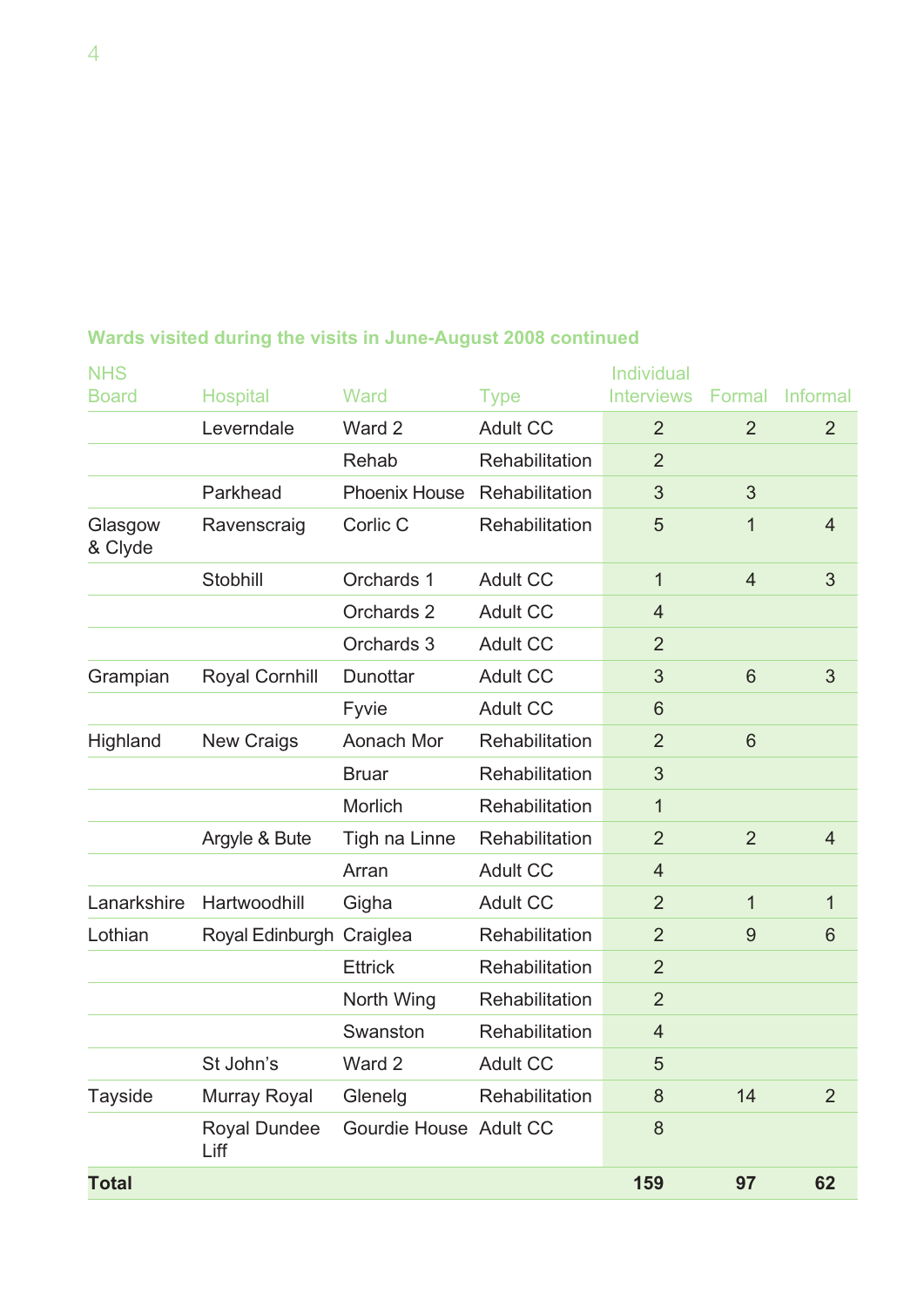**Wards visited during the visits in June-August 2008 continued**

| NHS Board | Hospital | Ward | Type | Individual Interviews | Formal | Informal |
|---|---|---|---|---|---|---|
| | Leverndale | Ward 2 | Adult CC | 2 | 2 | 2 |
| | | Rehab | Rehabilitation | 2 | | |
| | Parkhead | Phoenix House | Rehabilitation | 3 | 3 | |
| Glasgow & Clyde | Ravenscraig | Corlic C | Rehabilitation | 5 | 1 | 4 |
| | Stobhill | Orchards 1 | Adult CC | 1 | 4 | 3 |
| | | Orchards 2 | Adult CC | 4 | | |
| | | Orchards 3 | Adult CC | 2 | | |
| Grampian | Royal Cornhill | Dunottar | Adult CC | 3 | 6 | 3 |
| | | Fyvie | Adult CC | 6 | | |
| Highland | New Craigs | Aonach Mor | Rehabilitation | 2 | 6 | |
| | | Bruar | Rehabilitation | 3 | | |
| | | Morlich | Rehabilitation | 1 | | |
| | Argyle & Bute | Tigh na Linne | Rehabilitation | 2 | 2 | 4 |
| | | Arran | Adult CC | 4 | | |
| Lanarkshire | Hartwoodhill | Gigha | Adult CC | 2 | 1 | 1 |
| Lothian | Royal Edinburgh | Craiglea | Rehabilitation | 2 | 9 | 6 |
| | | Ettrick | Rehabilitation | 2 | | |
| | | North Wing | Rehabilitation | 2 | | |
| | | Swanston | Rehabilitation | 4 | | |
| | St John's | Ward 2 | Adult CC | 5 | | |
| Tayside | Murray Royal | Glenelg | Rehabilitation | 8 | 14 | 2 |
| | Royal Dundee Liff | Gourdie House | Adult CC | 8 | | |
| **Total** | | | | **159** | **97** | **62** |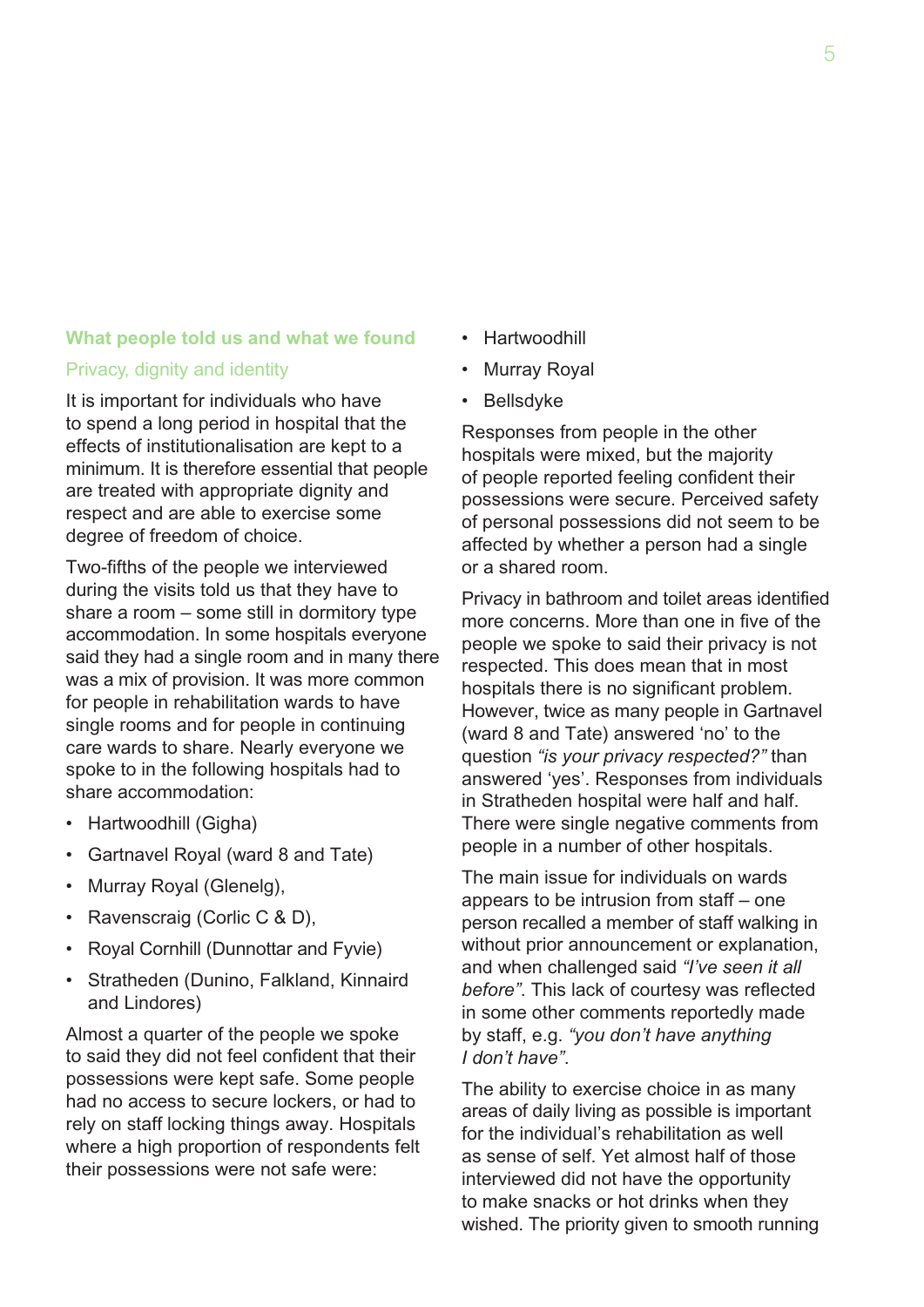## What people told us and what we found

### Privacy, dignity and identity

It is important for individuals who have to spend a long period in hospital that the effects of institutionalisation are kept to a minimum. It is therefore essential that people are treated with appropriate dignity and respect and are able to exercise some degree of freedom of choice.

Two-fifths of the people we interviewed during the visits told us that they have to share a room – some still in dormitory type accommodation. In some hospitals everyone said they had a single room and in many there was a mix of provision. It was more common for people in rehabilitation wards to have single rooms and for people in continuing care wards to share. Nearly everyone we spoke to in the following hospitals had to share accommodation:

- Hartwoodhill (Gigha)
- Gartnavel Royal (ward 8 and Tate)
- Murray Royal (Glenelg),
- Ravenscraig (Corlic C & D),
- Royal Cornhill (Dunnottar and Fyvie)
- Stratheden (Dunino, Falkland, Kinnaird and Lindores)

Almost a quarter of the people we spoke to said they did not feel confident that their possessions were kept safe. Some people had no access to secure lockers, or had to rely on staff locking things away. Hospitals where a high proportion of respondents felt their possessions were not safe were:

- Hartwoodhill
- Murray Royal
- Bellsdyke

Responses from people in the other hospitals were mixed, but the majority of people reported feeling confident their possessions were secure. Perceived safety of personal possessions did not seem to be affected by whether a person had a single or a shared room.

Privacy in bathroom and toilet areas identified more concerns. More than one in five of the people we spoke to said their privacy is not respected. This does mean that in most hospitals there is no significant problem. However, twice as many people in Gartnavel (ward 8 and Tate) answered 'no' to the question *"is your privacy respected?"* than answered 'yes'. Responses from individuals in Stratheden hospital were half and half. There were single negative comments from people in a number of other hospitals.

The main issue for individuals on wards appears to be intrusion from staff – one person recalled a member of staff walking in without prior announcement or explanation, and when challenged said *"I've seen it all before"*. This lack of courtesy was reflected in some other comments reportedly made by staff, e.g. *"you don't have anything I don't have"*.

The ability to exercise choice in as many areas of daily living as possible is important for the individual's rehabilitation as well as sense of self. Yet almost half of those interviewed did not have the opportunity to make snacks or hot drinks when they wished. The priority given to smooth running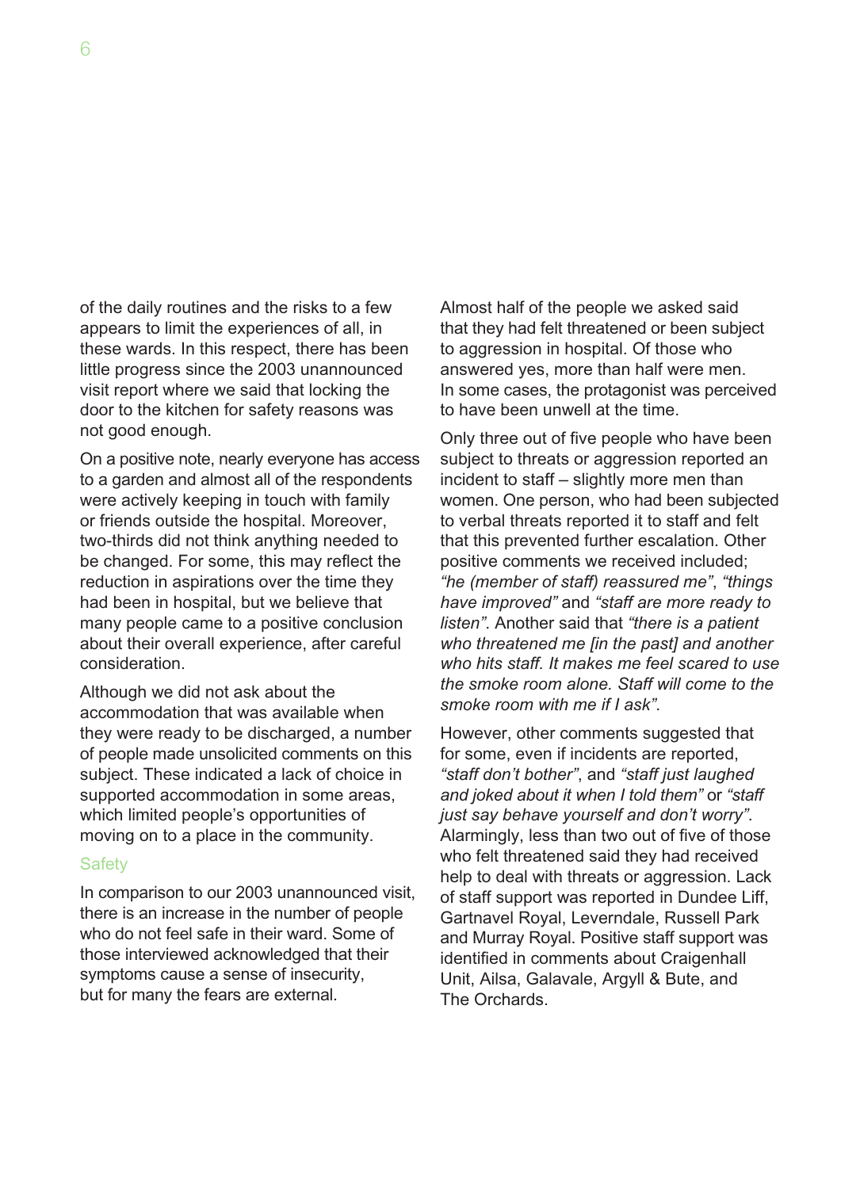of the daily routines and the risks to a few appears to limit the experiences of all, in these wards. In this respect, there has been little progress since the 2003 unannounced visit report where we said that locking the door to the kitchen for safety reasons was not good enough.

On a positive note, nearly everyone has access to a garden and almost all of the respondents were actively keeping in touch with family or friends outside the hospital. Moreover, two-thirds did not think anything needed to be changed. For some, this may reflect the reduction in aspirations over the time they had been in hospital, but we believe that many people came to a positive conclusion about their overall experience, after careful consideration.

Although we did not ask about the accommodation that was available when they were ready to be discharged, a number of people made unsolicited comments on this subject. These indicated a lack of choice in supported accommodation in some areas, which limited people's opportunities of moving on to a place in the community.

### Safety

In comparison to our 2003 unannounced visit, there is an increase in the number of people who do not feel safe in their ward. Some of those interviewed acknowledged that their symptoms cause a sense of insecurity, but for many the fears are external.

Almost half of the people we asked said that they had felt threatened or been subject to aggression in hospital. Of those who answered yes, more than half were men. In some cases, the protagonist was perceived to have been unwell at the time.

Only three out of five people who have been subject to threats or aggression reported an incident to staff – slightly more men than women. One person, who had been subjected to verbal threats reported it to staff and felt that this prevented further escalation. Other positive comments we received included; *"he (member of staff) reassured me"*, *"things have improved"* and *"staff are more ready to listen"*. Another said that *"there is a patient who threatened me [in the past] and another who hits staff. It makes me feel scared to use the smoke room alone. Staff will come to the smoke room with me if I ask"*.

However, other comments suggested that for some, even if incidents are reported, *"staff don't bother"*, and *"staff just laughed and joked about it when I told them"* or *"staff just say behave yourself and don't worry"*. Alarmingly, less than two out of five of those who felt threatened said they had received help to deal with threats or aggression. Lack of staff support was reported in Dundee Liff, Gartnavel Royal, Leverndale, Russell Park and Murray Royal. Positive staff support was identified in comments about Craigenhall Unit, Ailsa, Galavale, Argyll & Bute, and The Orchards.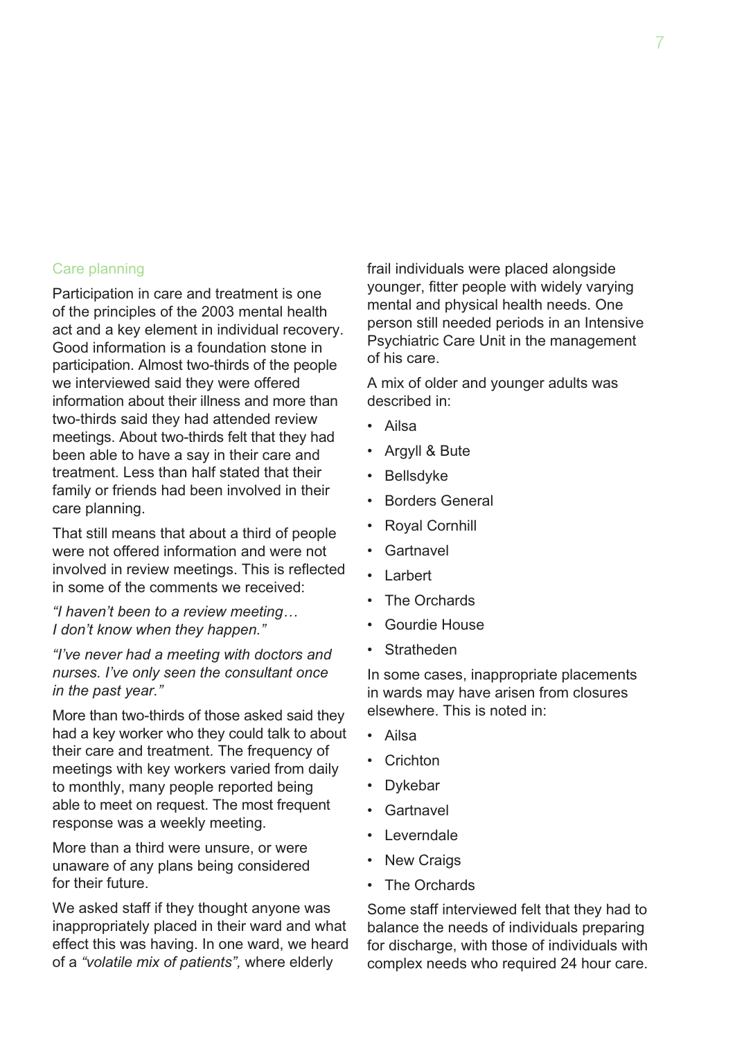## Care planning

Participation in care and treatment is one of the principles of the 2003 mental health act and a key element in individual recovery. Good information is a foundation stone in participation. Almost two-thirds of the people we interviewed said they were offered information about their illness and more than two-thirds said they had attended review meetings. About two-thirds felt that they had been able to have a say in their care and treatment. Less than half stated that their family or friends had been involved in their care planning.

That still means that about a third of people were not offered information and were not involved in review meetings. This is reflected in some of the comments we received:

*"I haven't been to a review meeting… I don't know when they happen."*

*"I've never had a meeting with doctors and nurses. I've only seen the consultant once in the past year."*

More than two-thirds of those asked said they had a key worker who they could talk to about their care and treatment. The frequency of meetings with key workers varied from daily to monthly, many people reported being able to meet on request. The most frequent response was a weekly meeting.

More than a third were unsure, or were unaware of any plans being considered for their future.

We asked staff if they thought anyone was inappropriately placed in their ward and what effect this was having. In one ward, we heard of a *"volatile mix of patients",* where elderly frail individuals were placed alongside younger, fitter people with widely varying mental and physical health needs. One person still needed periods in an Intensive Psychiatric Care Unit in the management of his care.

A mix of older and younger adults was described in:

- Ailsa
- Argyll & Bute
- Bellsdyke
- Borders General
- Royal Cornhill
- Gartnavel
- Larbert
- The Orchards
- Gourdie House
- Stratheden

In some cases, inappropriate placements in wards may have arisen from closures elsewhere. This is noted in:

- Ailsa
- Crichton
- Dykebar
- Gartnavel
- Leverndale
- New Craigs
- The Orchards

Some staff interviewed felt that they had to balance the needs of individuals preparing for discharge, with those of individuals with complex needs who required 24 hour care.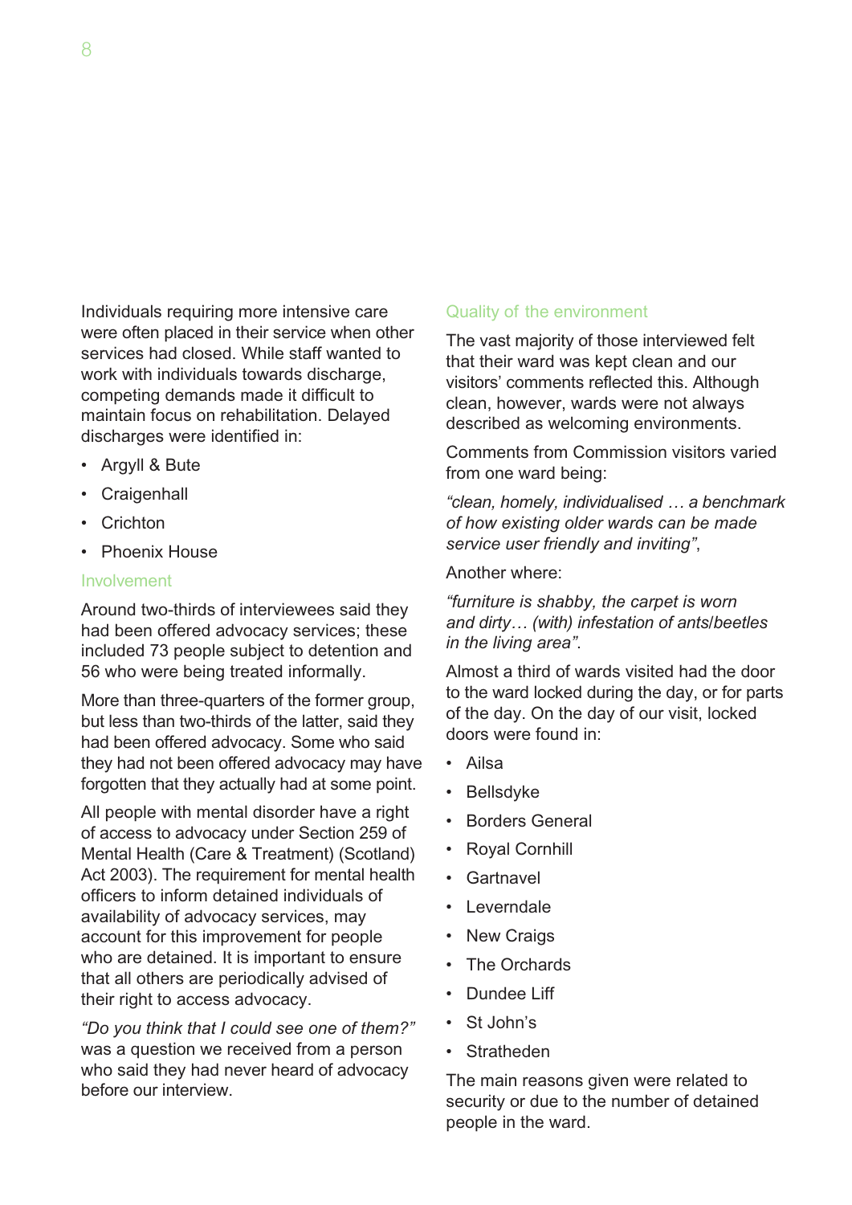Individuals requiring more intensive care were often placed in their service when other services had closed. While staff wanted to work with individuals towards discharge, competing demands made it difficult to maintain focus on rehabilitation. Delayed discharges were identified in:

- Argyll & Bute
- Craigenhall
- Crichton
- Phoenix House

### Involvement

Around two-thirds of interviewees said they had been offered advocacy services; these included 73 people subject to detention and 56 who were being treated informally.

More than three-quarters of the former group, but less than two-thirds of the latter, said they had been offered advocacy. Some who said they had not been offered advocacy may have forgotten that they actually had at some point.

All people with mental disorder have a right of access to advocacy under Section 259 of Mental Health (Care & Treatment) (Scotland) Act 2003). The requirement for mental health officers to inform detained individuals of availability of advocacy services, may account for this improvement for people who are detained. It is important to ensure that all others are periodically advised of their right to access advocacy.

*"Do you think that I could see one of them?"* was a question we received from a person who said they had never heard of advocacy before our interview.

### Quality of the environment

The vast majority of those interviewed felt that their ward was kept clean and our visitors' comments reflected this. Although clean, however, wards were not always described as welcoming environments.

Comments from Commission visitors varied from one ward being:

*"clean, homely, individualised … a benchmark of how existing older wards can be made service user friendly and inviting"*,

Another where:

*"furniture is shabby, the carpet is worn and dirty… (with) infestation of ants/beetles in the living area".*

Almost a third of wards visited had the door to the ward locked during the day, or for parts of the day. On the day of our visit, locked doors were found in:

- Ailsa
- Bellsdyke
- Borders General
- Royal Cornhill
- Gartnavel
- Leverndale
- New Craigs
- The Orchards
- Dundee Liff
- St John's
- Stratheden

The main reasons given were related to security or due to the number of detained people in the ward.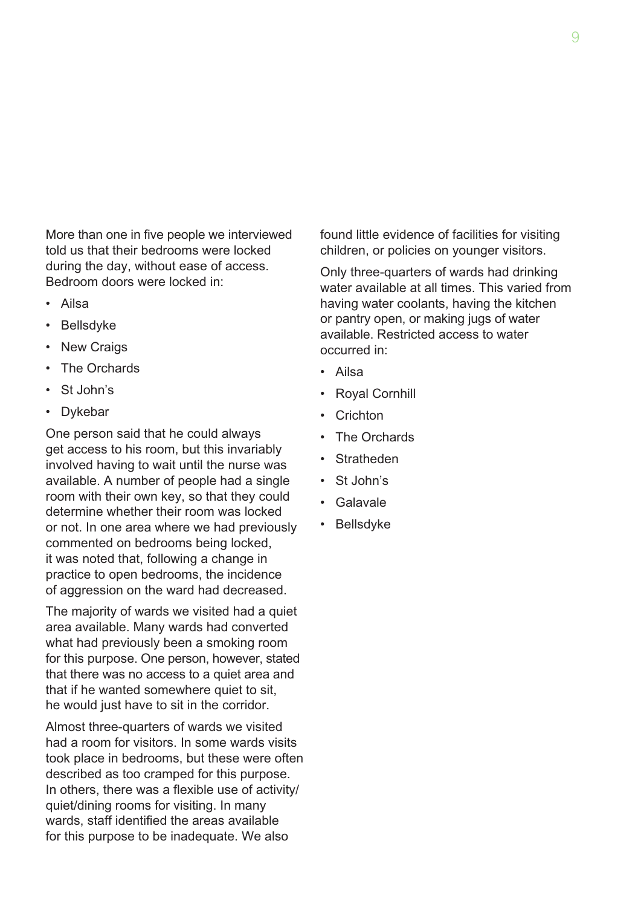More than one in five people we interviewed told us that their bedrooms were locked during the day, without ease of access. Bedroom doors were locked in:

- Ailsa
- Bellsdyke
- New Craigs
- The Orchards
- St John's
- Dykebar

One person said that he could always get access to his room, but this invariably involved having to wait until the nurse was available. A number of people had a single room with their own key, so that they could determine whether their room was locked or not. In one area where we had previously commented on bedrooms being locked, it was noted that, following a change in practice to open bedrooms, the incidence of aggression on the ward had decreased.

The majority of wards we visited had a quiet area available. Many wards had converted what had previously been a smoking room for this purpose. One person, however, stated that there was no access to a quiet area and that if he wanted somewhere quiet to sit, he would just have to sit in the corridor.

Almost three-quarters of wards we visited had a room for visitors. In some wards visits took place in bedrooms, but these were often described as too cramped for this purpose. In others, there was a flexible use of activity/quiet/dining rooms for visiting. In many wards, staff identified the areas available for this purpose to be inadequate. We also found little evidence of facilities for visiting children, or policies on younger visitors.

Only three-quarters of wards had drinking water available at all times. This varied from having water coolants, having the kitchen or pantry open, or making jugs of water available. Restricted access to water occurred in:

- Ailsa
- Royal Cornhill
- Crichton
- The Orchards
- Stratheden
- St John's
- Galavale
- Bellsdyke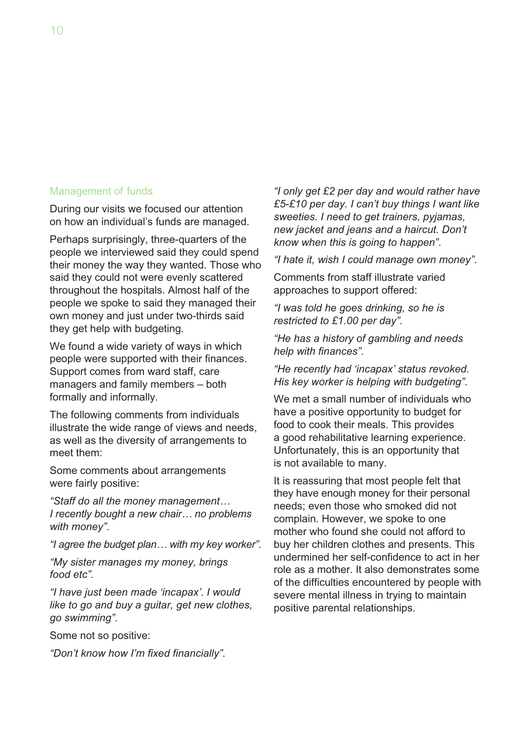## Management of funds

During our visits we focused our attention on how an individual's funds are managed.

Perhaps surprisingly, three-quarters of the people we interviewed said they could spend their money the way they wanted. Those who said they could not were evenly scattered throughout the hospitals. Almost half of the people we spoke to said they managed their own money and just under two-thirds said they get help with budgeting.

We found a wide variety of ways in which people were supported with their finances. Support comes from ward staff, care managers and family members – both formally and informally.

The following comments from individuals illustrate the wide range of views and needs, as well as the diversity of arrangements to meet them:

Some comments about arrangements were fairly positive:

*"Staff do all the money management… I recently bought a new chair… no problems with money"*.

*"I agree the budget plan… with my key worker"*.

*"My sister manages my money, brings food etc"*.

*"I have just been made 'incapax'. I would like to go and buy a guitar, get new clothes, go swimming"*.

Some not so positive:

*"Don't know how I'm fixed financially"*.

*"I only get £2 per day and would rather have £5-£10 per day. I can't buy things I want like sweeties. I need to get trainers, pyjamas, new jacket and jeans and a haircut. Don't know when this is going to happen"*.

*"I hate it, wish I could manage own money"*.

Comments from staff illustrate varied approaches to support offered:

*"I was told he goes drinking, so he is restricted to £1.00 per day"*.

*"He has a history of gambling and needs help with finances"*.

*"He recently had 'incapax' status revoked. His key worker is helping with budgeting"*.

We met a small number of individuals who have a positive opportunity to budget for food to cook their meals. This provides a good rehabilitative learning experience. Unfortunately, this is an opportunity that is not available to many.

It is reassuring that most people felt that they have enough money for their personal needs; even those who smoked did not complain. However, we spoke to one mother who found she could not afford to buy her children clothes and presents. This undermined her self-confidence to act in her role as a mother. It also demonstrates some of the difficulties encountered by people with severe mental illness in trying to maintain positive parental relationships.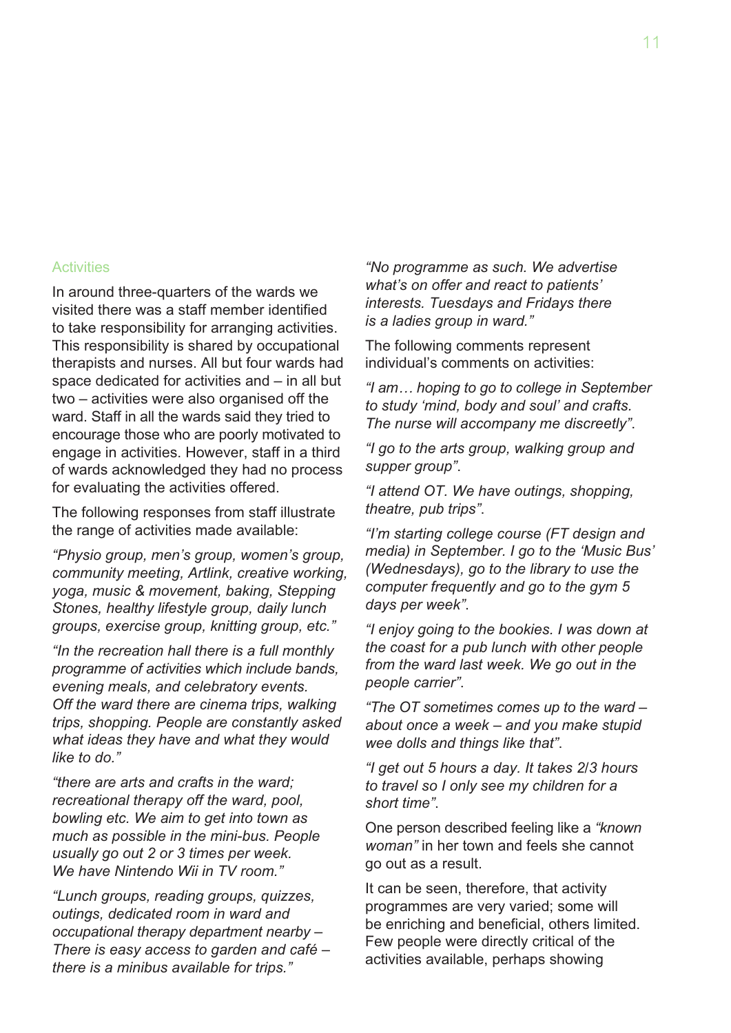### Activities

In around three-quarters of the wards we visited there was a staff member identified to take responsibility for arranging activities. This responsibility is shared by occupational therapists and nurses. All but four wards had space dedicated for activities and – in all but two – activities were also organised off the ward. Staff in all the wards said they tried to encourage those who are poorly motivated to engage in activities. However, staff in a third of wards acknowledged they had no process for evaluating the activities offered.

The following responses from staff illustrate the range of activities made available:

*"Physio group, men's group, women's group, community meeting, Artlink, creative working, yoga, music & movement, baking, Stepping Stones, healthy lifestyle group, daily lunch groups, exercise group, knitting group, etc."*

*"In the recreation hall there is a full monthly programme of activities which include bands, evening meals, and celebratory events. Off the ward there are cinema trips, walking trips, shopping. People are constantly asked what ideas they have and what they would like to do."*

*"there are arts and crafts in the ward; recreational therapy off the ward, pool, bowling etc. We aim to get into town as much as possible in the mini-bus. People usually go out 2 or 3 times per week. We have Nintendo Wii in TV room."*

*"Lunch groups, reading groups, quizzes, outings, dedicated room in ward and occupational therapy department nearby – There is easy access to garden and café – there is a minibus available for trips."*

*"No programme as such. We advertise what's on offer and react to patients' interests. Tuesdays and Fridays there is a ladies group in ward."*

The following comments represent individual's comments on activities:

*"I am… hoping to go to college in September to study 'mind, body and soul' and crafts. The nurse will accompany me discreetly"*.

*"I go to the arts group, walking group and supper group"*.

*"I attend OT. We have outings, shopping, theatre, pub trips"*.

*"I'm starting college course (FT design and media) in September. I go to the 'Music Bus' (Wednesdays), go to the library to use the computer frequently and go to the gym 5 days per week"*.

*"I enjoy going to the bookies. I was down at the coast for a pub lunch with other people from the ward last week. We go out in the people carrier"*.

*"The OT sometimes comes up to the ward – about once a week – and you make stupid wee dolls and things like that"*.

*"I get out 5 hours a day. It takes 2/3 hours to travel so I only see my children for a short time"*.

One person described feeling like a *"known woman"* in her town and feels she cannot go out as a result.

It can be seen, therefore, that activity programmes are very varied; some will be enriching and beneficial, others limited. Few people were directly critical of the activities available, perhaps showing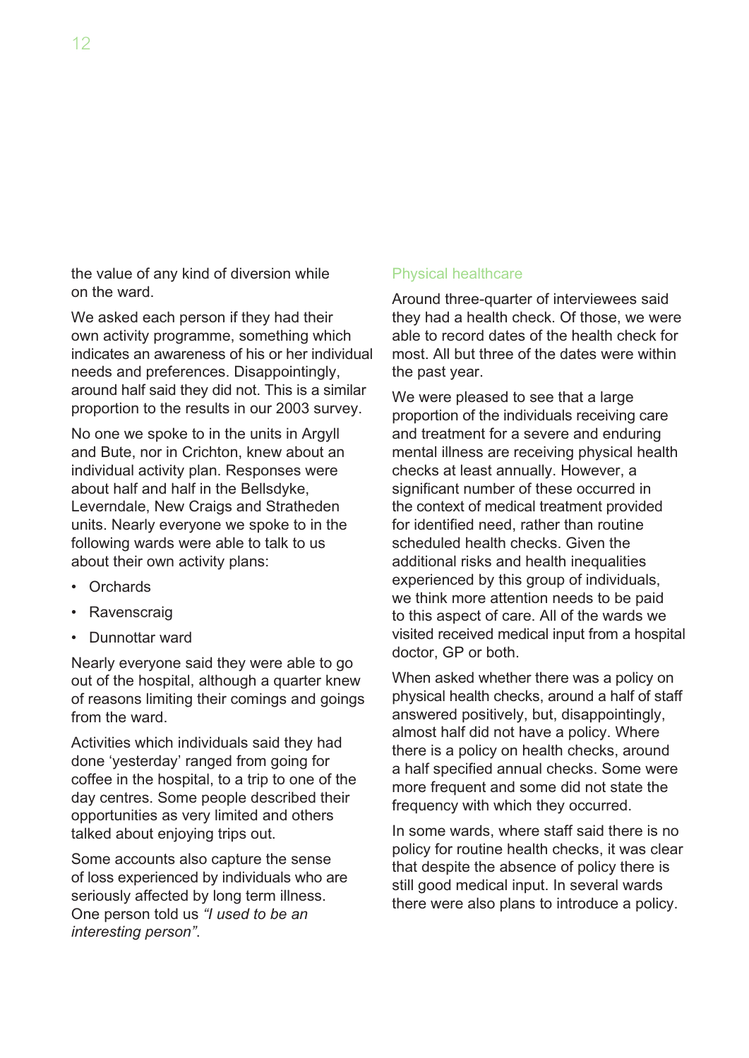the value of any kind of diversion while on the ward.

We asked each person if they had their own activity programme, something which indicates an awareness of his or her individual needs and preferences. Disappointingly, around half said they did not. This is a similar proportion to the results in our 2003 survey.

No one we spoke to in the units in Argyll and Bute, nor in Crichton, knew about an individual activity plan. Responses were about half and half in the Bellsdyke, Leverndale, New Craigs and Stratheden units. Nearly everyone we spoke to in the following wards were able to talk to us about their own activity plans:

- Orchards
- Ravenscraig
- Dunnottar ward

Nearly everyone said they were able to go out of the hospital, although a quarter knew of reasons limiting their comings and goings from the ward.

Activities which individuals said they had done 'yesterday' ranged from going for coffee in the hospital, to a trip to one of the day centres. Some people described their opportunities as very limited and others talked about enjoying trips out.

Some accounts also capture the sense of loss experienced by individuals who are seriously affected by long term illness. One person told us *"I used to be an interesting person"*.

### Physical healthcare

Around three-quarter of interviewees said they had a health check. Of those, we were able to record dates of the health check for most. All but three of the dates were within the past year.

We were pleased to see that a large proportion of the individuals receiving care and treatment for a severe and enduring mental illness are receiving physical health checks at least annually. However, a significant number of these occurred in the context of medical treatment provided for identified need, rather than routine scheduled health checks. Given the additional risks and health inequalities experienced by this group of individuals, we think more attention needs to be paid to this aspect of care. All of the wards we visited received medical input from a hospital doctor, GP or both.

When asked whether there was a policy on physical health checks, around a half of staff answered positively, but, disappointingly, almost half did not have a policy. Where there is a policy on health checks, around a half specified annual checks. Some were more frequent and some did not state the frequency with which they occurred.

In some wards, where staff said there is no policy for routine health checks, it was clear that despite the absence of policy there is still good medical input. In several wards there were also plans to introduce a policy.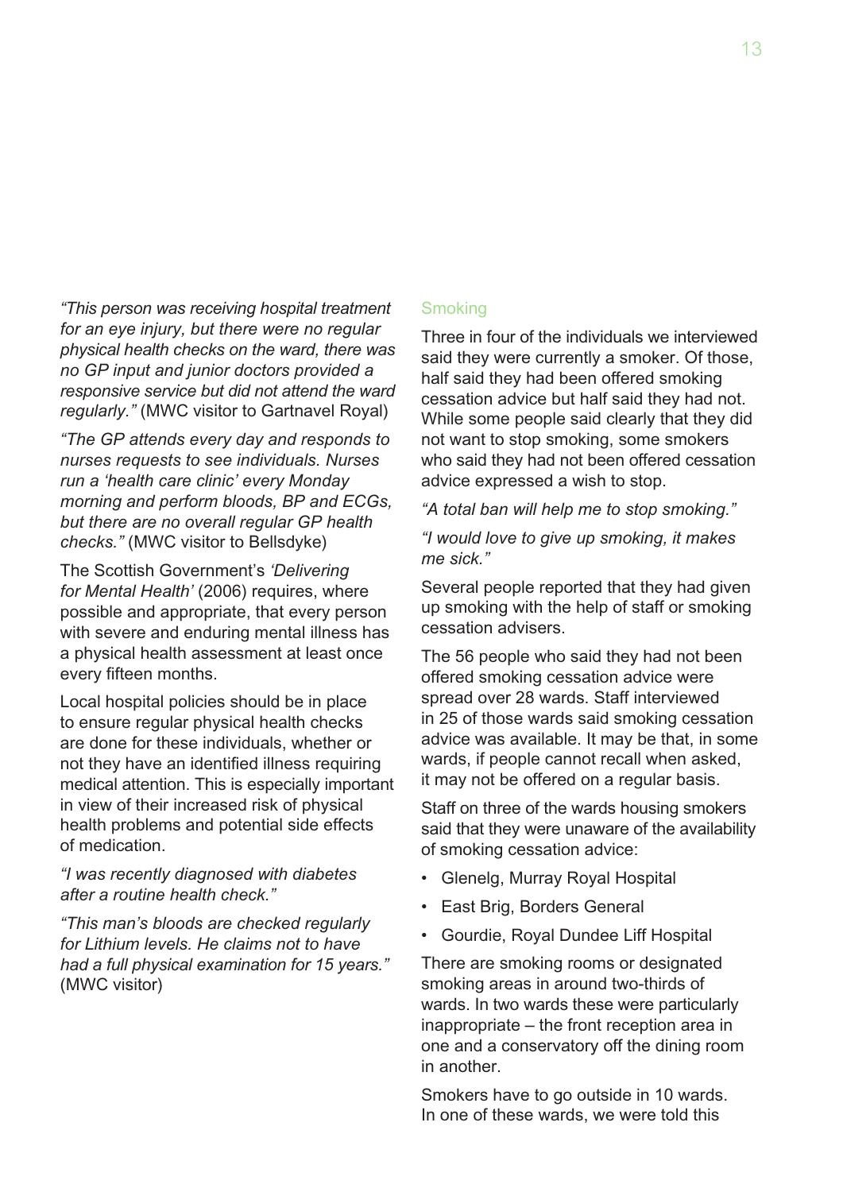*"This person was receiving hospital treatment for an eye injury, but there were no regular physical health checks on the ward, there was no GP input and junior doctors provided a responsive service but did not attend the ward regularly."* (MWC visitor to Gartnavel Royal)

*"The GP attends every day and responds to nurses requests to see individuals. Nurses run a 'health care clinic' every Monday morning and perform bloods, BP and ECGs, but there are no overall regular GP health checks."* (MWC visitor to Bellsdyke)

The Scottish Government's *'Delivering for Mental Health'* (2006) requires, where possible and appropriate, that every person with severe and enduring mental illness has a physical health assessment at least once every fifteen months.

Local hospital policies should be in place to ensure regular physical health checks are done for these individuals, whether or not they have an identified illness requiring medical attention. This is especially important in view of their increased risk of physical health problems and potential side effects of medication.

*"I was recently diagnosed with diabetes after a routine health check."*

*"This man's bloods are checked regularly for Lithium levels. He claims not to have had a full physical examination for 15 years."* (MWC visitor)

### Smoking

Three in four of the individuals we interviewed said they were currently a smoker. Of those, half said they had been offered smoking cessation advice but half said they had not. While some people said clearly that they did not want to stop smoking, some smokers who said they had not been offered cessation advice expressed a wish to stop.

*"A total ban will help me to stop smoking."*

*"I would love to give up smoking, it makes me sick."*

Several people reported that they had given up smoking with the help of staff or smoking cessation advisers.

The 56 people who said they had not been offered smoking cessation advice were spread over 28 wards. Staff interviewed in 25 of those wards said smoking cessation advice was available. It may be that, in some wards, if people cannot recall when asked, it may not be offered on a regular basis.

Staff on three of the wards housing smokers said that they were unaware of the availability of smoking cessation advice:

- Glenelg, Murray Royal Hospital
- East Brig, Borders General
- Gourdie, Royal Dundee Liff Hospital

There are smoking rooms or designated smoking areas in around two-thirds of wards. In two wards these were particularly inappropriate – the front reception area in one and a conservatory off the dining room in another.

Smokers have to go outside in 10 wards. In one of these wards, we were told this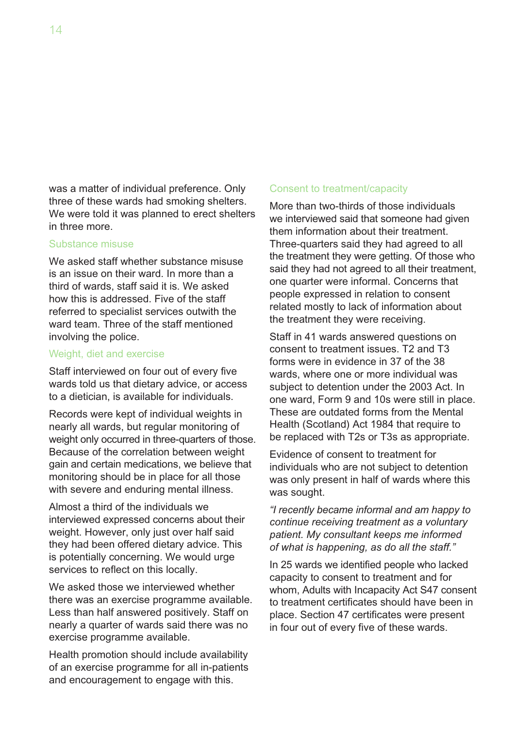was a matter of individual preference. Only three of these wards had smoking shelters. We were told it was planned to erect shelters in three more.

### Substance misuse

We asked staff whether substance misuse is an issue on their ward. In more than a third of wards, staff said it is. We asked how this is addressed. Five of the staff referred to specialist services outwith the ward team. Three of the staff mentioned involving the police.

### Weight, diet and exercise

Staff interviewed on four out of every five wards told us that dietary advice, or access to a dietician, is available for individuals.

Records were kept of individual weights in nearly all wards, but regular monitoring of weight only occurred in three-quarters of those. Because of the correlation between weight gain and certain medications, we believe that monitoring should be in place for all those with severe and enduring mental illness.

Almost a third of the individuals we interviewed expressed concerns about their weight. However, only just over half said they had been offered dietary advice. This is potentially concerning. We would urge services to reflect on this locally.

We asked those we interviewed whether there was an exercise programme available. Less than half answered positively. Staff on nearly a quarter of wards said there was no exercise programme available.

Health promotion should include availability of an exercise programme for all in-patients and encouragement to engage with this.

### Consent to treatment/capacity

More than two-thirds of those individuals we interviewed said that someone had given them information about their treatment. Three-quarters said they had agreed to all the treatment they were getting. Of those who said they had not agreed to all their treatment, one quarter were informal. Concerns that people expressed in relation to consent related mostly to lack of information about the treatment they were receiving.

Staff in 41 wards answered questions on consent to treatment issues. T2 and T3 forms were in evidence in 37 of the 38 wards, where one or more individual was subject to detention under the 2003 Act. In one ward, Form 9 and 10s were still in place. These are outdated forms from the Mental Health (Scotland) Act 1984 that require to be replaced with T2s or T3s as appropriate.

Evidence of consent to treatment for individuals who are not subject to detention was only present in half of wards where this was sought.

*"I recently became informal and am happy to continue receiving treatment as a voluntary patient. My consultant keeps me informed of what is happening, as do all the staff."*

In 25 wards we identified people who lacked capacity to consent to treatment and for whom, Adults with Incapacity Act S47 consent to treatment certificates should have been in place. Section 47 certificates were present in four out of every five of these wards.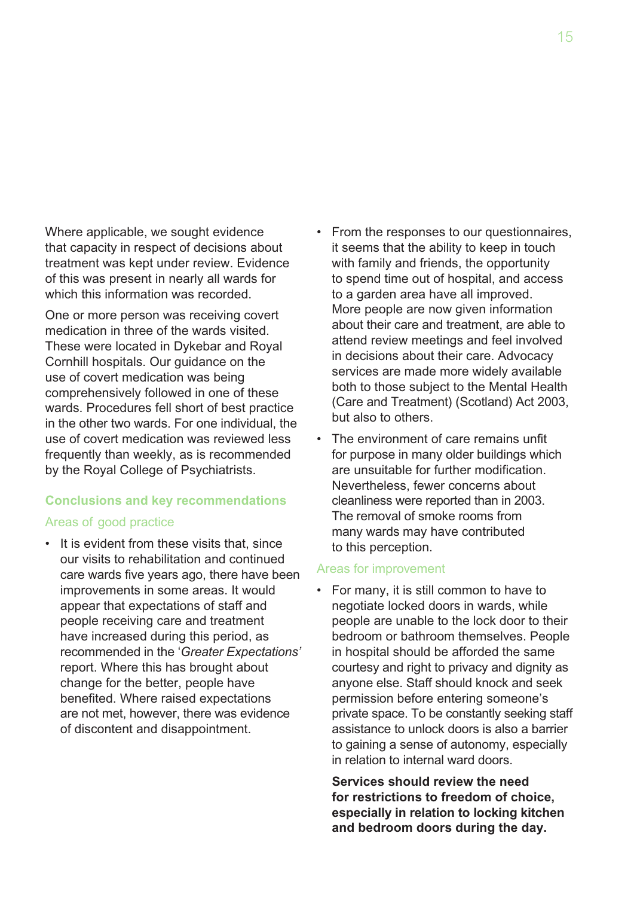Where applicable, we sought evidence that capacity in respect of decisions about treatment was kept under review. Evidence of this was present in nearly all wards for which this information was recorded.

One or more person was receiving covert medication in three of the wards visited. These were located in Dykebar and Royal Cornhill hospitals. Our guidance on the use of covert medication was being comprehensively followed in one of these wards. Procedures fell short of best practice in the other two wards. For one individual, the use of covert medication was reviewed less frequently than weekly, as is recommended by the Royal College of Psychiatrists.

## Conclusions and key recommendations

### Areas of good practice

- It is evident from these visits that, since our visits to rehabilitation and continued care wards five years ago, there have been improvements in some areas. It would appear that expectations of staff and people receiving care and treatment have increased during this period, as recommended in the '*Greater Expectations'* report. Where this has brought about change for the better, people have benefited. Where raised expectations are not met, however, there was evidence of discontent and disappointment.
- From the responses to our questionnaires, it seems that the ability to keep in touch with family and friends, the opportunity to spend time out of hospital, and access to a garden area have all improved. More people are now given information about their care and treatment, are able to attend review meetings and feel involved in decisions about their care. Advocacy services are made more widely available both to those subject to the Mental Health (Care and Treatment) (Scotland) Act 2003, but also to others.
- The environment of care remains unfit for purpose in many older buildings which are unsuitable for further modification. Nevertheless, fewer concerns about cleanliness were reported than in 2003. The removal of smoke rooms from many wards may have contributed to this perception.

### Areas for improvement

- For many, it is still common to have to negotiate locked doors in wards, while people are unable to the lock door to their bedroom or bathroom themselves. People in hospital should be afforded the same courtesy and right to privacy and dignity as anyone else. Staff should knock and seek permission before entering someone's private space. To be constantly seeking staff assistance to unlock doors is also a barrier to gaining a sense of autonomy, especially in relation to internal ward doors.

  **Services should review the need for restrictions to freedom of choice, especially in relation to locking kitchen and bedroom doors during the day.**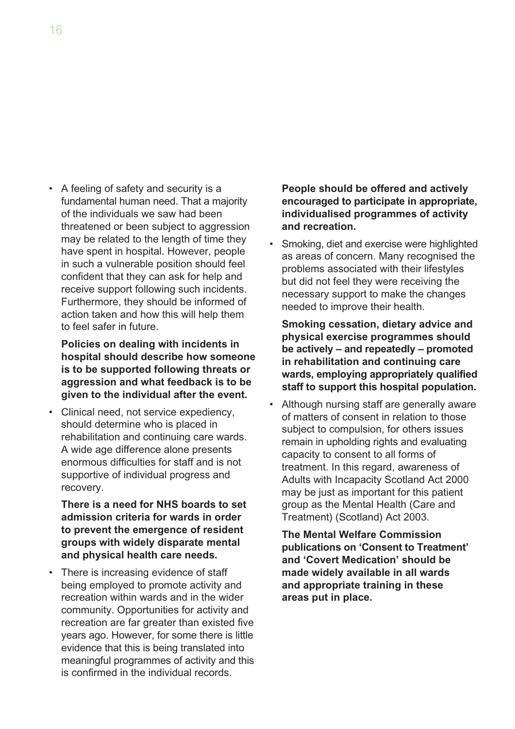- A feeling of safety and security is a fundamental human need. That a majority of the individuals we saw had been threatened or been subject to aggression may be related to the length of time they have spent in hospital. However, people in such a vulnerable position should feel confident that they can ask for help and receive support following such incidents. Furthermore, they should be informed of action taken and how this will help them to feel safer in future.

  **Policies on dealing with incidents in hospital should describe how someone is to be supported following threats or aggression and what feedback is to be given to the individual after the event.**

- Clinical need, not service expediency, should determine who is placed in rehabilitation and continuing care wards. A wide age difference alone presents enormous difficulties for staff and is not supportive of individual progress and recovery.

  **There is a need for NHS boards to set admission criteria for wards in order to prevent the emergence of resident groups with widely disparate mental and physical health care needs.**

- There is increasing evidence of staff being employed to promote activity and recreation within wards and in the wider community. Opportunities for activity and recreation are far greater than existed five years ago. However, for some there is little evidence that this is being translated into meaningful programmes of activity and this is confirmed in the individual records.

  **People should be offered and actively encouraged to participate in appropriate, individualised programmes of activity and recreation.**

- Smoking, diet and exercise were highlighted as areas of concern. Many recognised the problems associated with their lifestyles but did not feel they were receiving the necessary support to make the changes needed to improve their health.

  **Smoking cessation, dietary advice and physical exercise programmes should be actively – and repeatedly – promoted in rehabilitation and continuing care wards, employing appropriately qualified staff to support this hospital population.**

- Although nursing staff are generally aware of matters of consent in relation to those subject to compulsion, for others issues remain in upholding rights and evaluating capacity to consent to all forms of treatment. In this regard, awareness of Adults with Incapacity Scotland Act 2000 may be just as important for this patient group as the Mental Health (Care and Treatment) (Scotland) Act 2003.

  **The Mental Welfare Commission publications on 'Consent to Treatment' and 'Covert Medication' should be made widely available in all wards and appropriate training in these areas put in place.**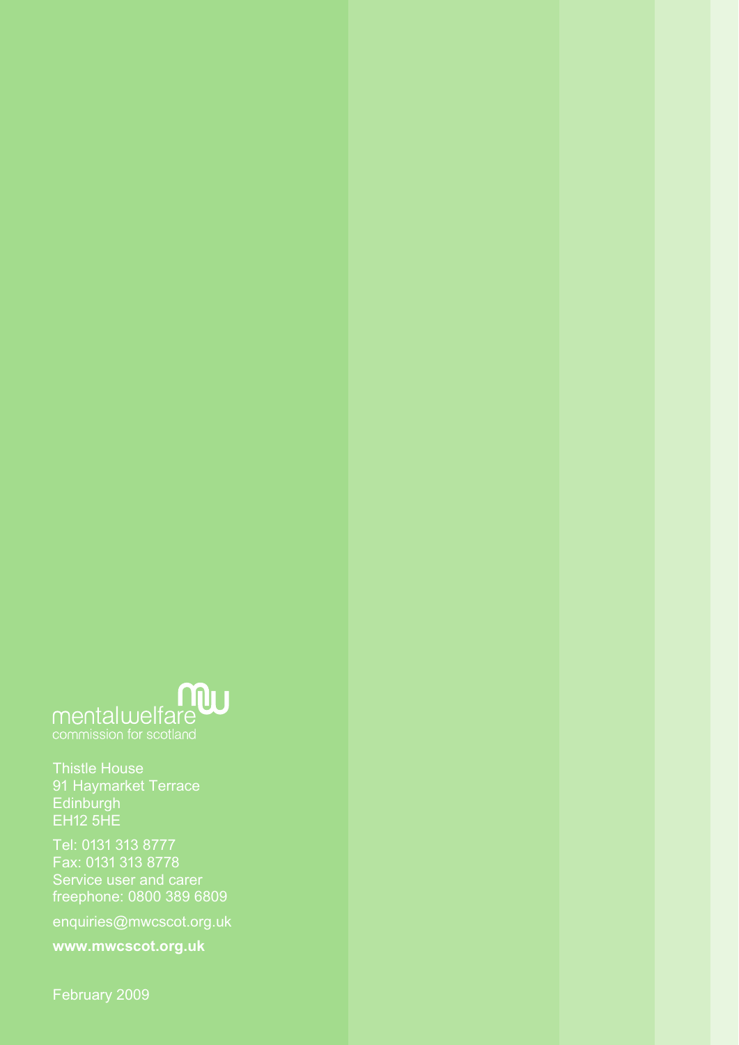mentalwelfare
commission for scotland

Thistle House
91 Haymarket Terrace
Edinburgh
EH12 5HE

Tel: 0131 313 8777
Fax: 0131 313 8778
Service user and carer
freephone: 0800 389 6809

enquiries@mwcscot.org.uk

**www.mwcscot.org.uk**

February 2009